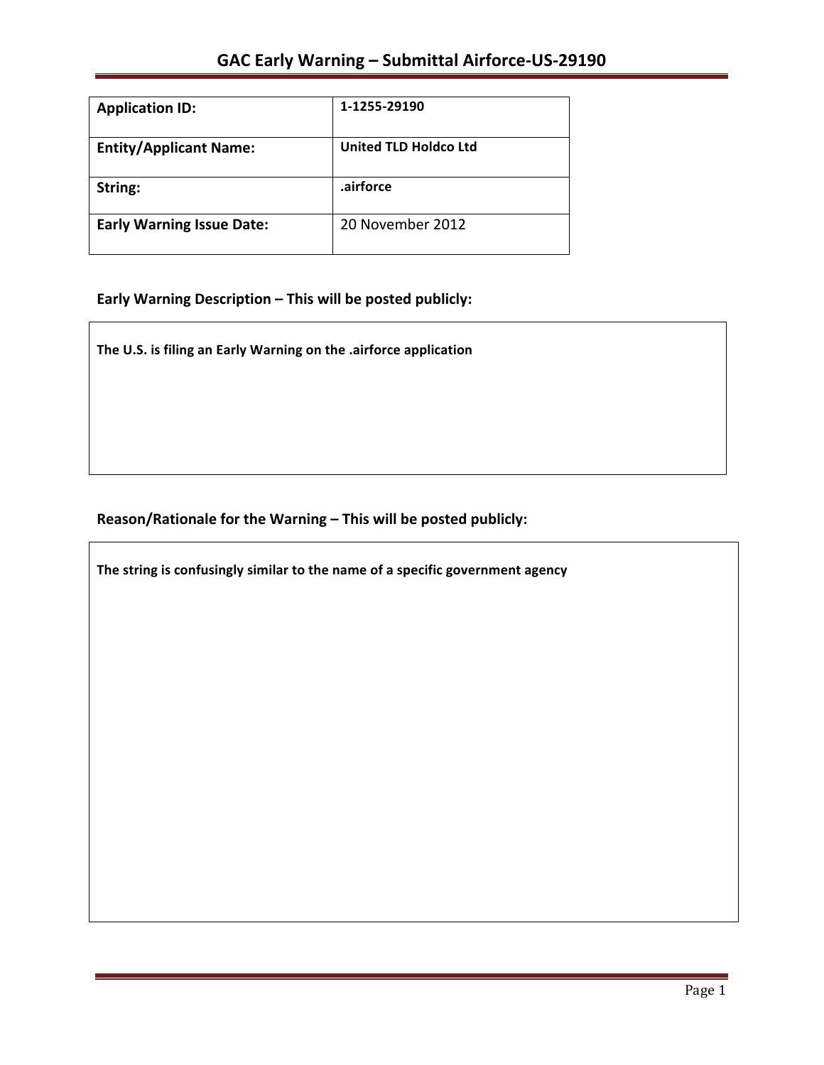# GAC Early Warning – Submittal Airforce-US-29190

| Application ID: | 1-1255-29190 |
| --- | --- |
| Entity/Applicant Name: | United TLD Holdco Ltd |
| String: | .airforce |
| Early Warning Issue Date: | 20 November 2012 |

## Early Warning Description – This will be posted publicly:

**The U.S. is filing an Early Warning on the .airforce application**

## Reason/Rationale for the Warning – This will be posted publicly:

**The string is confusingly similar to the name of a specific government agency**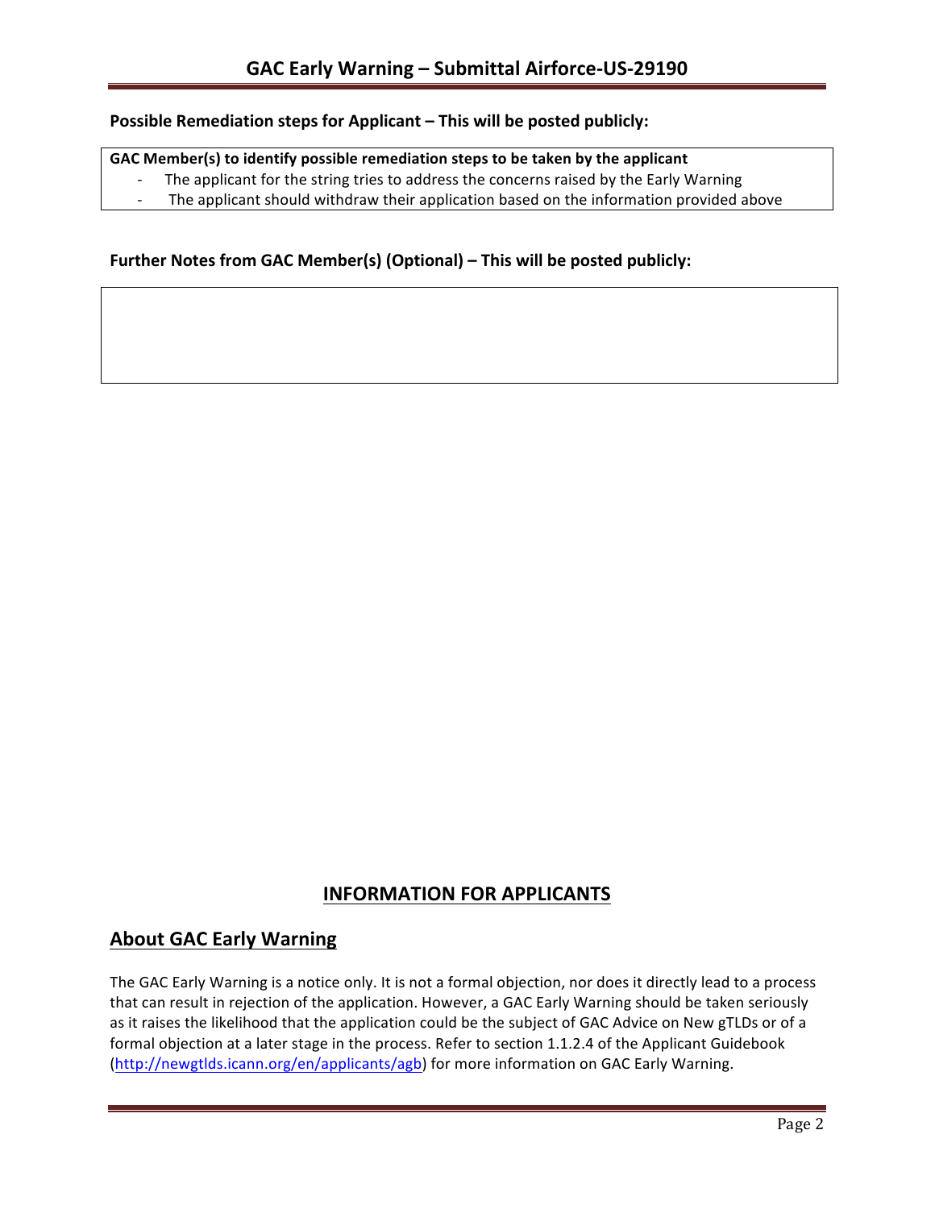**Possible Remediation steps for Applicant – This will be posted publicly:**

**GAC Member(s) to identify possible remediation steps to be taken by the applicant**

- The applicant for the string tries to address the concerns raised by the Early Warning
- The applicant should withdraw their application based on the information provided above

**Further Notes from GAC Member(s) (Optional) – This will be posted publicly:**

# INFORMATION FOR APPLICANTS

## About GAC Early Warning

The GAC Early Warning is a notice only. It is not a formal objection, nor does it directly lead to a process that can result in rejection of the application. However, a GAC Early Warning should be taken seriously as it raises the likelihood that the application could be the subject of GAC Advice on New gTLDs or of a formal objection at a later stage in the process. Refer to section 1.1.2.4 of the Applicant Guidebook (http://newgtlds.icann.org/en/applicants/agb) for more information on GAC Early Warning.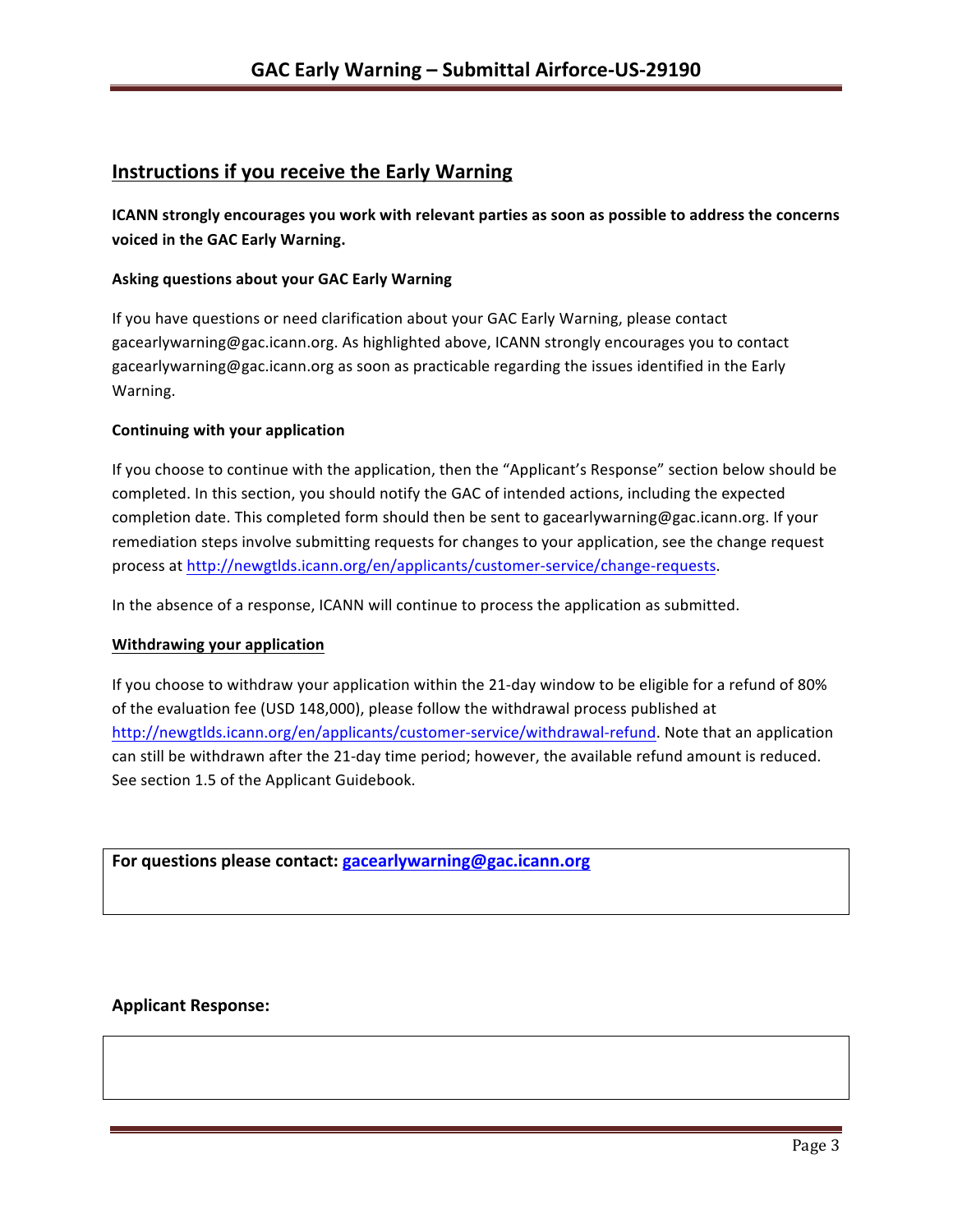## Instructions if you receive the Early Warning

**ICANN strongly encourages you work with relevant parties as soon as possible to address the concerns voiced in the GAC Early Warning.**

### Asking questions about your GAC Early Warning

If you have questions or need clarification about your GAC Early Warning, please contact gacearlywarning@gac.icann.org. As highlighted above, ICANN strongly encourages you to contact gacearlywarning@gac.icann.org as soon as practicable regarding the issues identified in the Early Warning.

### Continuing with your application

If you choose to continue with the application, then the "Applicant's Response" section below should be completed. In this section, you should notify the GAC of intended actions, including the expected completion date. This completed form should then be sent to gacearlywarning@gac.icann.org. If your remediation steps involve submitting requests for changes to your application, see the change request process at http://newgtlds.icann.org/en/applicants/customer-service/change-requests.

In the absence of a response, ICANN will continue to process the application as submitted.

### Withdrawing your application

If you choose to withdraw your application within the 21-day window to be eligible for a refund of 80% of the evaluation fee (USD 148,000), please follow the withdrawal process published at http://newgtlds.icann.org/en/applicants/customer-service/withdrawal-refund. Note that an application can still be withdrawn after the 21-day time period; however, the available refund amount is reduced. See section 1.5 of the Applicant Guidebook.

**For questions please contact: gacearlywarning@gac.icann.org**

**Applicant Response:**